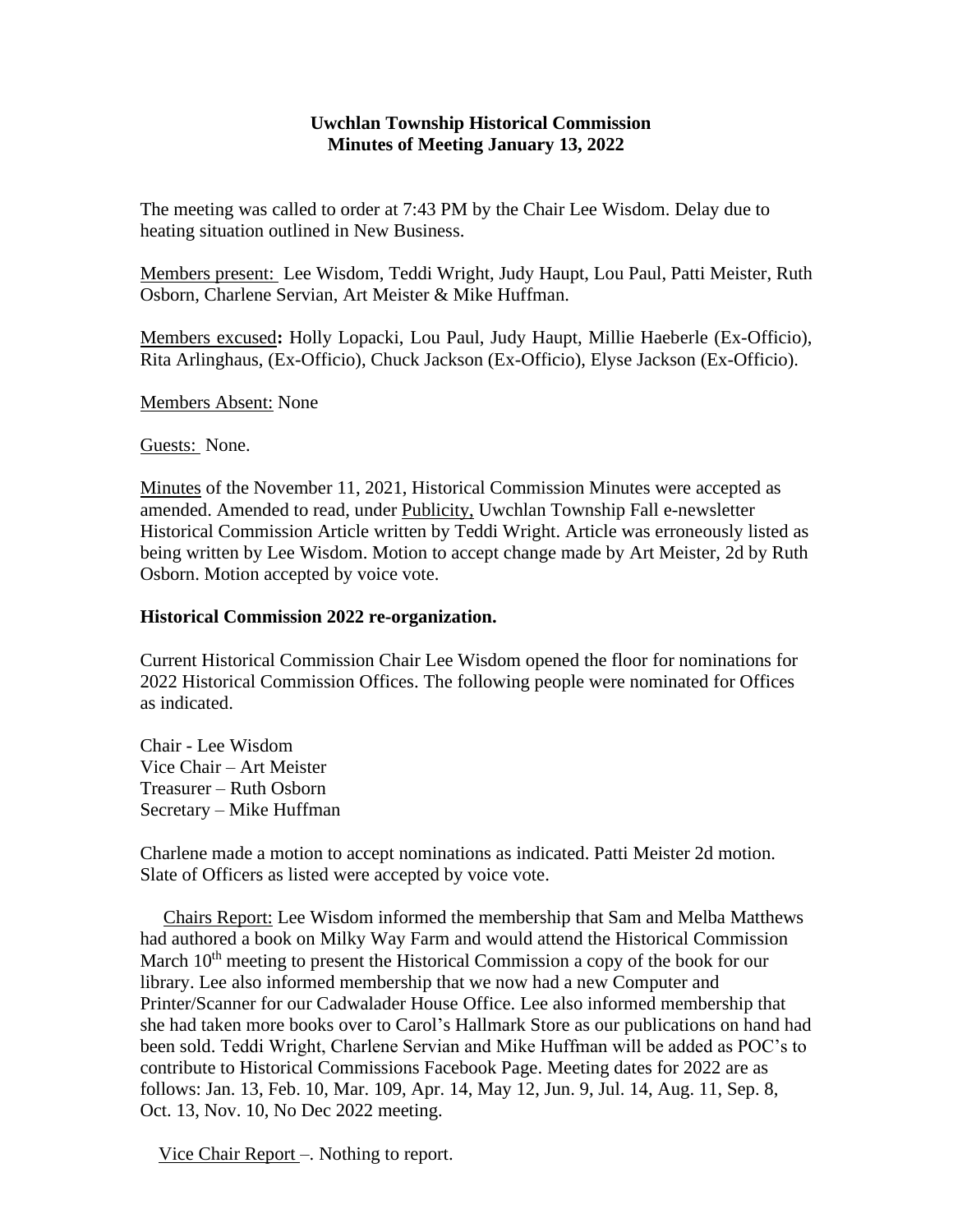**Uwchlan Township Historical Commission**
**Minutes of Meeting January 13, 2022**

The meeting was called to order at 7:43 PM by the Chair Lee Wisdom. Delay due to heating situation outlined in New Business.

Members present: Lee Wisdom, Teddi Wright, Judy Haupt, Lou Paul, Patti Meister, Ruth Osborn, Charlene Servian, Art Meister & Mike Huffman.

Members excused**:** Holly Lopacki, Lou Paul, Judy Haupt, Millie Haeberle (Ex-Officio), Rita Arlinghaus, (Ex-Officio), Chuck Jackson (Ex-Officio), Elyse Jackson (Ex-Officio).

Members Absent: None

Guests: None.

Minutes of the November 11, 2021, Historical Commission Minutes were accepted as amended. Amended to read, under Publicity, Uwchlan Township Fall e-newsletter Historical Commission Article written by Teddi Wright. Article was erroneously listed as being written by Lee Wisdom. Motion to accept change made by Art Meister, 2d by Ruth Osborn. Motion accepted by voice vote.

**Historical Commission 2022 re-organization.**

Current Historical Commission Chair Lee Wisdom opened the floor for nominations for 2022 Historical Commission Offices. The following people were nominated for Offices as indicated.

Chair - Lee Wisdom
Vice Chair – Art Meister
Treasurer – Ruth Osborn
Secretary – Mike Huffman

Charlene made a motion to accept nominations as indicated. Patti Meister 2d motion. Slate of Officers as listed were accepted by voice vote.

Chairs Report: Lee Wisdom informed the membership that Sam and Melba Matthews had authored a book on Milky Way Farm and would attend the Historical Commission March 10th meeting to present the Historical Commission a copy of the book for our library. Lee also informed membership that we now had a new Computer and Printer/Scanner for our Cadwalader House Office. Lee also informed membership that she had taken more books over to Carol's Hallmark Store as our publications on hand had been sold. Teddi Wright, Charlene Servian and Mike Huffman will be added as POC's to contribute to Historical Commissions Facebook Page. Meeting dates for 2022 are as follows: Jan. 13, Feb. 10, Mar. 109, Apr. 14, May 12, Jun. 9, Jul. 14, Aug. 11, Sep. 8, Oct. 13, Nov. 10, No Dec 2022 meeting.

Vice Chair Report –. Nothing to report.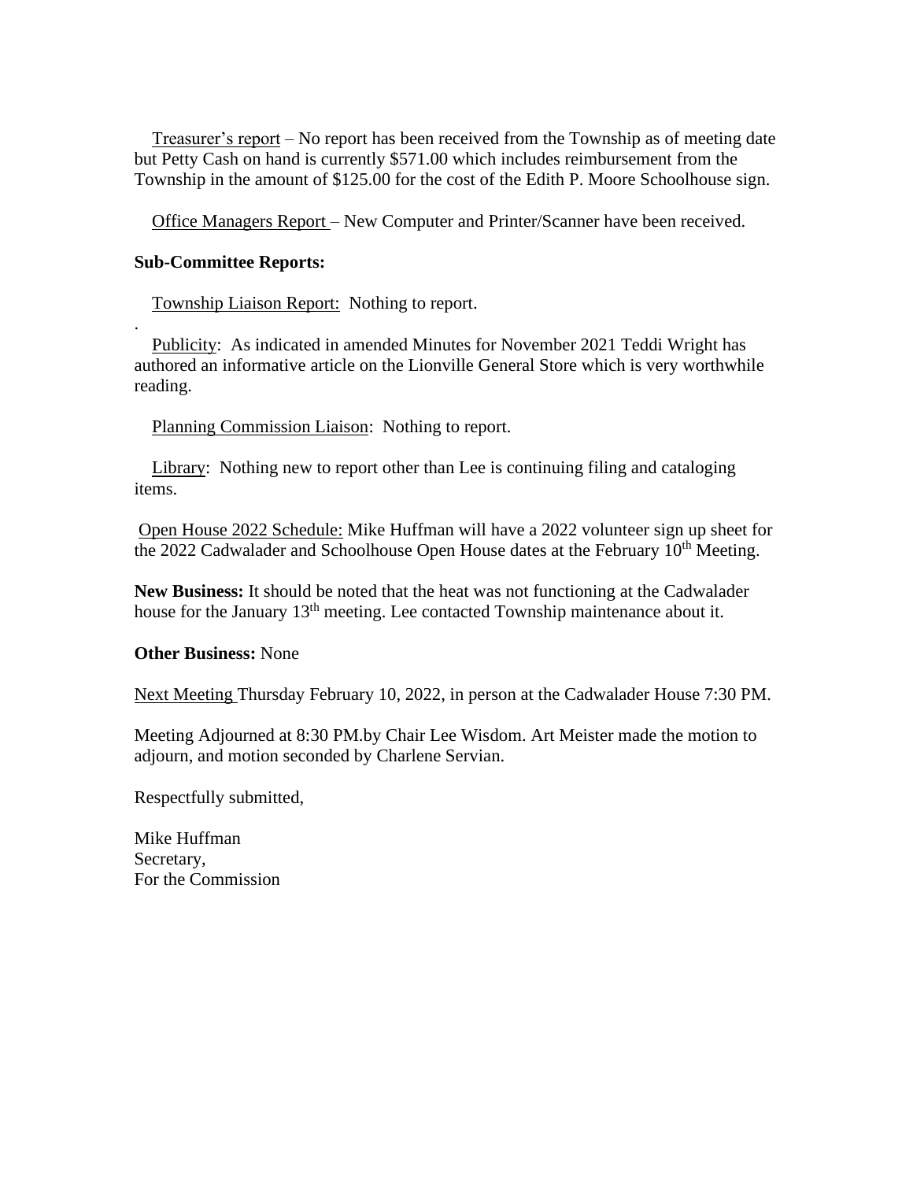Treasurer's report – No report has been received from the Township as of meeting date but Petty Cash on hand is currently $571.00 which includes reimbursement from the Township in the amount of $125.00 for the cost of the Edith P. Moore Schoolhouse sign.

Office Managers Report – New Computer and Printer/Scanner have been received.

**Sub-Committee Reports:**

Township Liaison Report: Nothing to report.

.

Publicity: As indicated in amended Minutes for November 2021 Teddi Wright has authored an informative article on the Lionville General Store which is very worthwhile reading.

Planning Commission Liaison: Nothing to report.

Library: Nothing new to report other than Lee is continuing filing and cataloging items.

Open House 2022 Schedule: Mike Huffman will have a 2022 volunteer sign up sheet for the 2022 Cadwalader and Schoolhouse Open House dates at the February 10th Meeting.

**New Business:** It should be noted that the heat was not functioning at the Cadwalader house for the January 13th meeting. Lee contacted Township maintenance about it.

**Other Business:** None

Next Meeting Thursday February 10, 2022, in person at the Cadwalader House 7:30 PM.

Meeting Adjourned at 8:30 PM.by Chair Lee Wisdom. Art Meister made the motion to adjourn, and motion seconded by Charlene Servian.

Respectfully submitted,

Mike Huffman
Secretary,
For the Commission